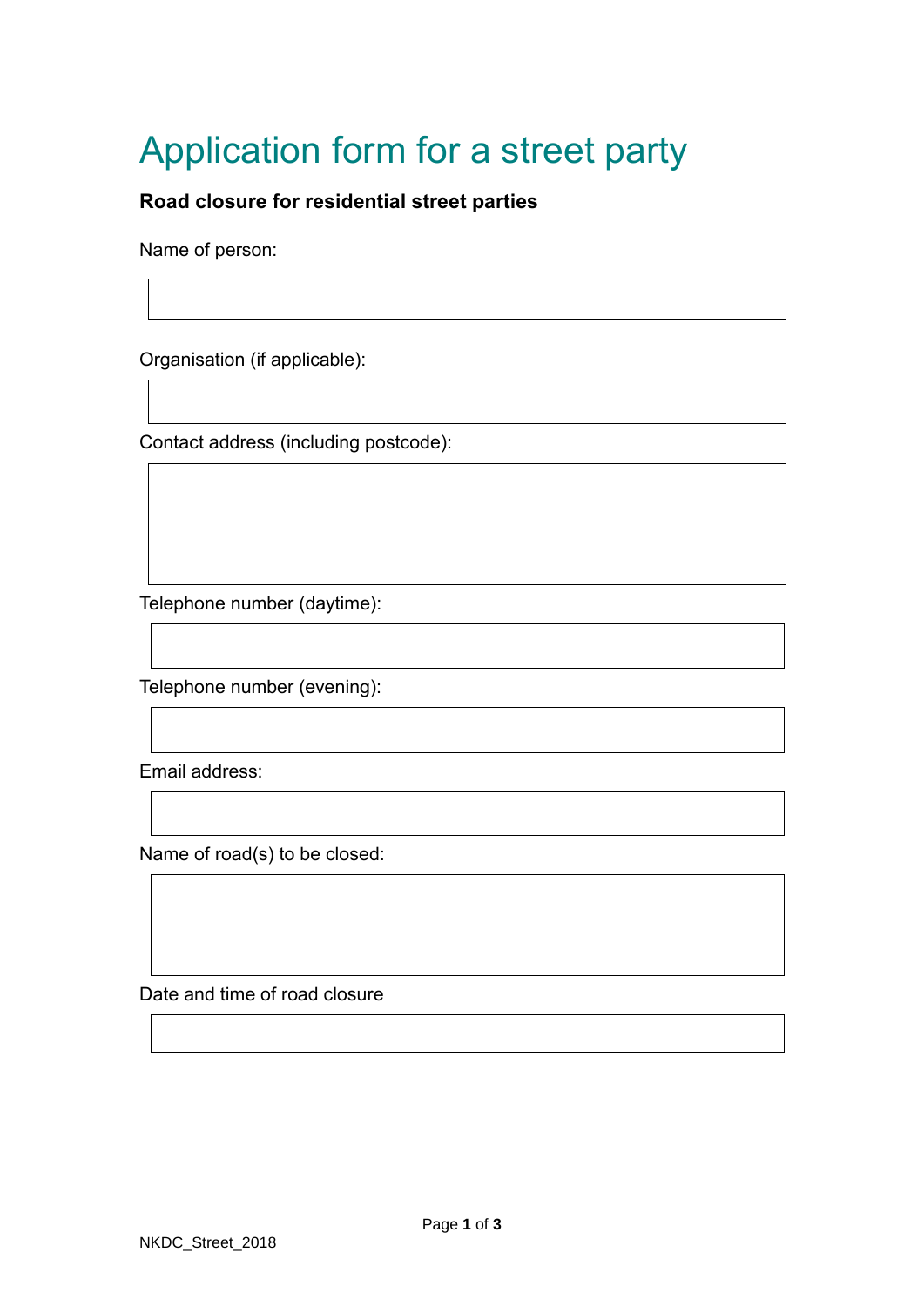# Application form for a street party

**Road closure for residential street parties**

Name of person:

Organisation (if applicable):

Contact address (including postcode):

Telephone number (daytime):

Telephone number (evening):

Email address:

Name of road(s) to be closed:

Date and time of road closure

NKDC_Street_2018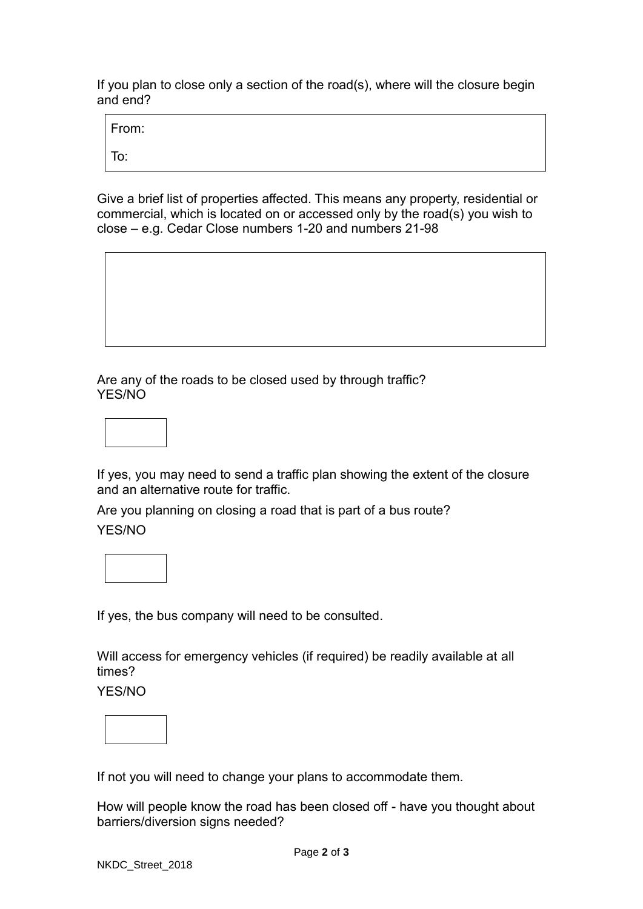If you plan to close only a section of the road(s), where will the closure begin and end?

| From: |
|---|
| To: |

Give a brief list of properties affected. This means any property, residential or commercial, which is located on or accessed only by the road(s) you wish to close – e.g. Cedar Close numbers 1-20 and numbers 21-98

Are any of the roads to be closed used by through traffic?
YES/NO

If yes, you may need to send a traffic plan showing the extent of the closure and an alternative route for traffic.

Are you planning on closing a road that is part of a bus route?

YES/NO

If yes, the bus company will need to be consulted.

Will access for emergency vehicles (if required) be readily available at all times?

YES/NO

If not you will need to change your plans to accommodate them.

How will people know the road has been closed off - have you thought about barriers/diversion signs needed?

NKDC_Street_2018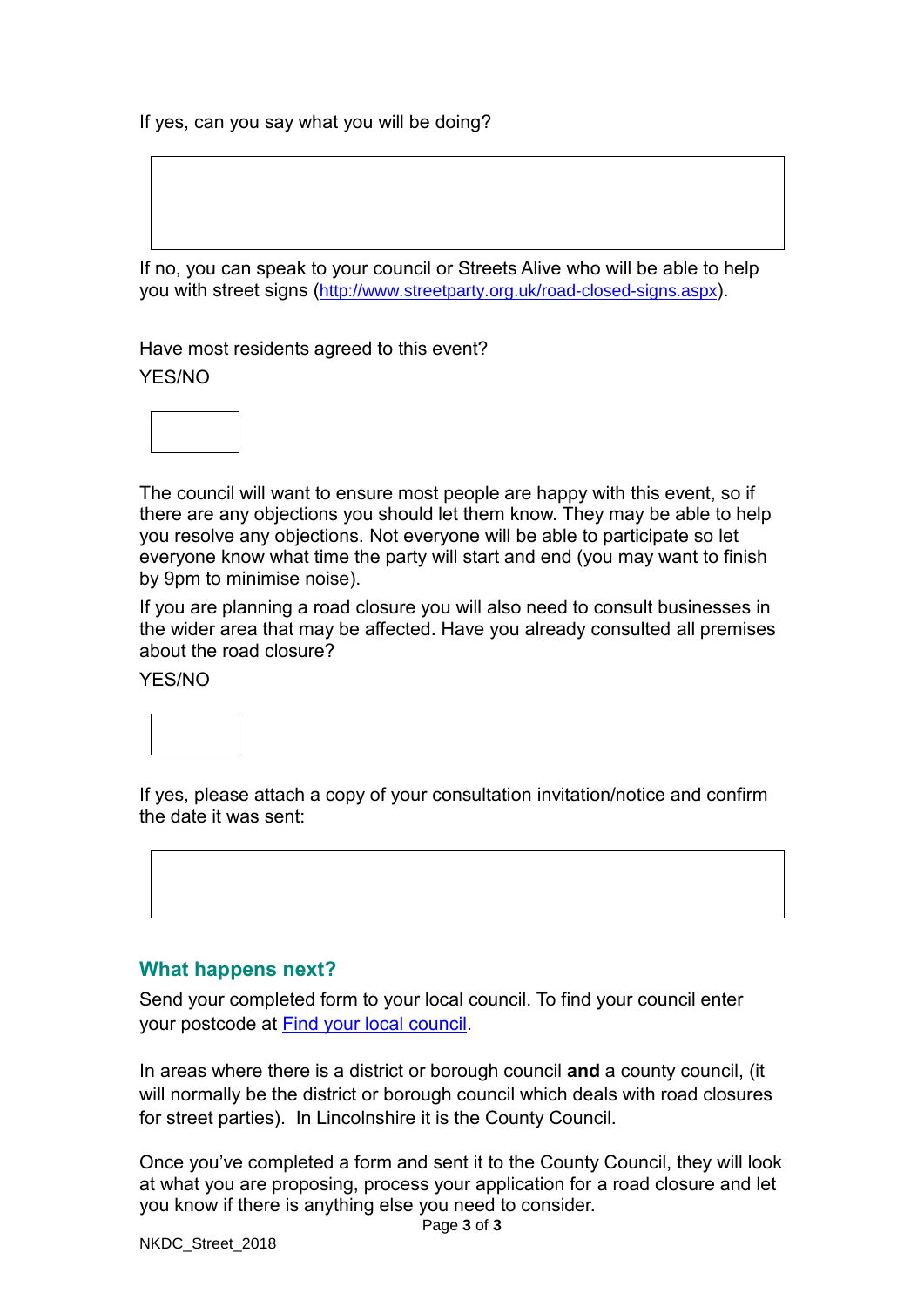If yes, can you say what you will be doing?

If no, you can speak to your council or Streets Alive who will be able to help you with street signs ([http://www.streetparty.org.uk/road-closed-signs.aspx](http://www.streetparty.org.uk/road-closed-signs.aspx)).

Have most residents agreed to this event?

YES/NO

The council will want to ensure most people are happy with this event, so if there are any objections you should let them know. They may be able to help you resolve any objections. Not everyone will be able to participate so let everyone know what time the party will start and end (you may want to finish by 9pm to minimise noise).

If you are planning a road closure you will also need to consult businesses in the wider area that may be affected. Have you already consulted all premises about the road closure?

YES/NO

If yes, please attach a copy of your consultation invitation/notice and confirm the date it was sent:

## What happens next?

Send your completed form to your local council. To find your council enter your postcode at [Find your local council](#).

In areas where there is a district or borough council **and** a county council, (it will normally be the district or borough council which deals with road closures for street parties). In Lincolnshire it is the County Council.

Once you've completed a form and sent it to the County Council, they will look at what you are proposing, process your application for a road closure and let you know if there is anything else you need to consider.